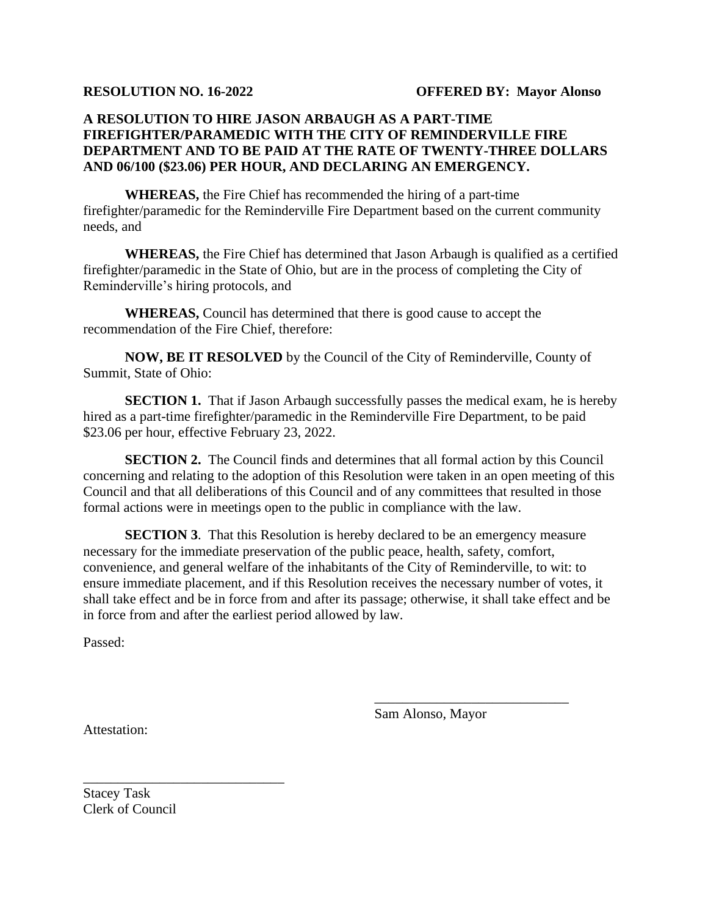**RESOLUTION NO. 16-2022** **OFFERED BY: Mayor Alonso**

**A RESOLUTION TO HIRE JASON ARBAUGH AS A PART-TIME FIREFIGHTER/PARAMEDIC WITH THE CITY OF REMINDERVILLE FIRE DEPARTMENT AND TO BE PAID AT THE RATE OF TWENTY-THREE DOLLARS AND 06/100 ($23.06) PER HOUR, AND DECLARING AN EMERGENCY.**

**WHEREAS,** the Fire Chief has recommended the hiring of a part-time firefighter/paramedic for the Reminderville Fire Department based on the current community needs, and

**WHEREAS,** the Fire Chief has determined that Jason Arbaugh is qualified as a certified firefighter/paramedic in the State of Ohio, but are in the process of completing the City of Reminderville's hiring protocols, and

**WHEREAS,** Council has determined that there is good cause to accept the recommendation of the Fire Chief, therefore:

**NOW, BE IT RESOLVED** by the Council of the City of Reminderville, County of Summit, State of Ohio:

**SECTION 1.** That if Jason Arbaugh successfully passes the medical exam, he is hereby hired as a part-time firefighter/paramedic in the Reminderville Fire Department, to be paid $23.06 per hour, effective February 23, 2022.

**SECTION 2.** The Council finds and determines that all formal action by this Council concerning and relating to the adoption of this Resolution were taken in an open meeting of this Council and that all deliberations of this Council and of any committees that resulted in those formal actions were in meetings open to the public in compliance with the law.

**SECTION 3**. That this Resolution is hereby declared to be an emergency measure necessary for the immediate preservation of the public peace, health, safety, comfort, convenience, and general welfare of the inhabitants of the City of Reminderville, to wit: to ensure immediate placement, and if this Resolution receives the necessary number of votes, it shall take effect and be in force from and after its passage; otherwise, it shall take effect and be in force from and after the earliest period allowed by law.

Passed:

\_\_\_\_\_\_\_\_\_\_\_\_\_\_\_\_\_\_\_\_\_\_\_\_\_\_\_\_\_\_
Sam Alonso, Mayor

Attestation:

\_\_\_\_\_\_\_\_\_\_\_\_\_\_\_\_\_\_\_\_\_\_\_\_\_\_\_\_\_\_
Stacey Task
Clerk of Council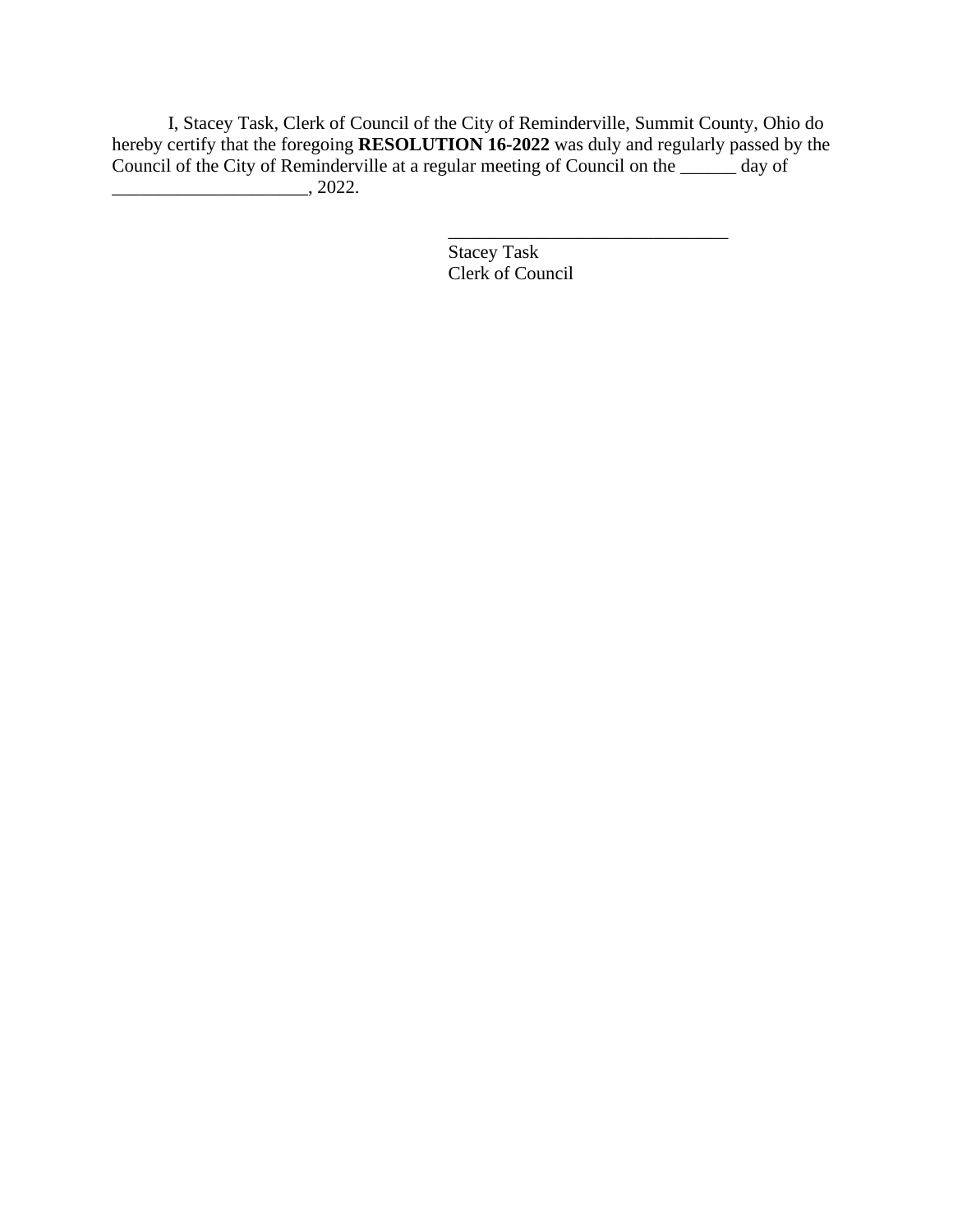I, Stacey Task, Clerk of Council of the City of Reminderville, Summit County, Ohio do hereby certify that the foregoing **RESOLUTION 16-2022** was duly and regularly passed by the Council of the City of Reminderville at a regular meeting of Council on the ______ day of _____________________, 2022.

_______________________________
Stacey Task
Clerk of Council